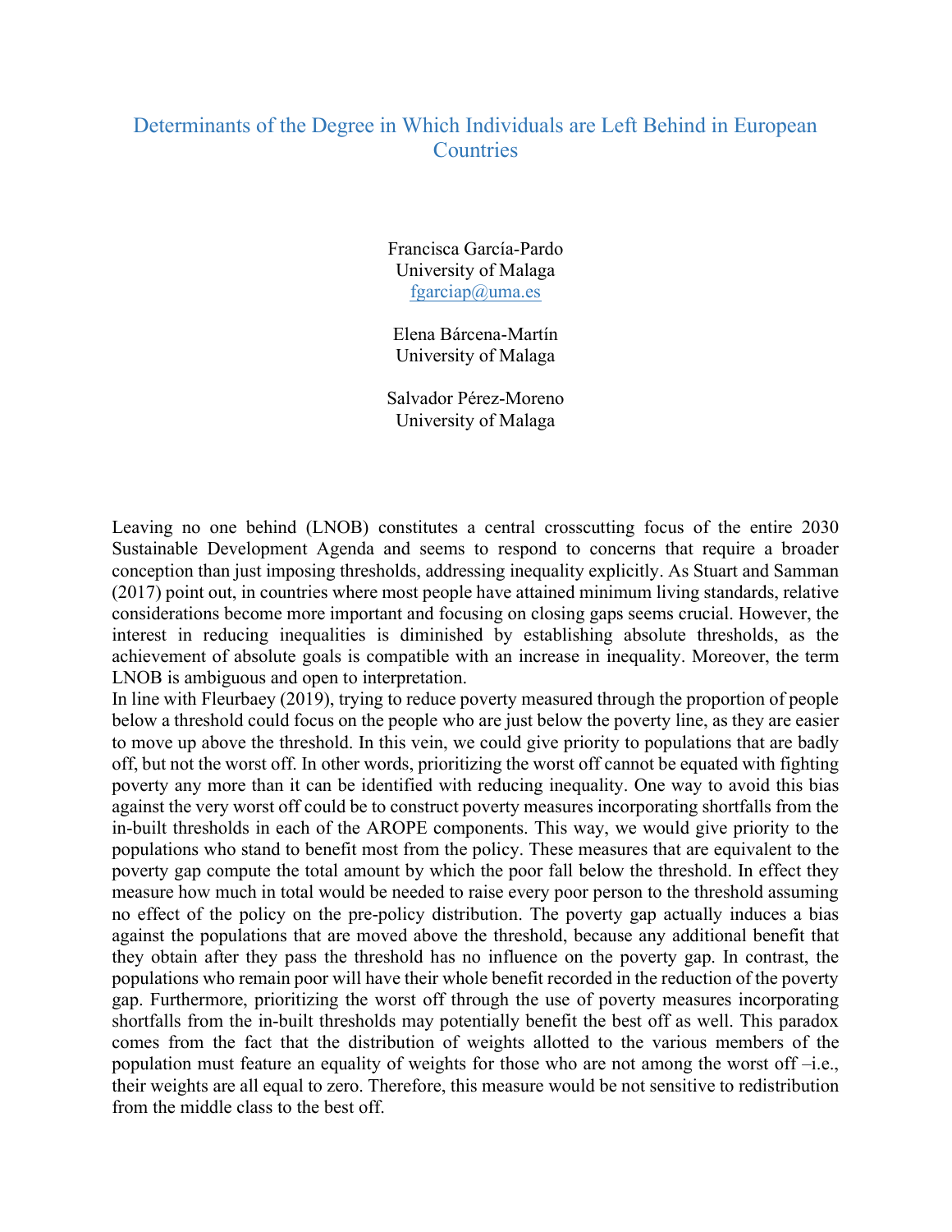# Determinants of the Degree in Which Individuals are Left Behind in European Countries

Francisca García-Pardo
University of Malaga
fgarciap@uma.es

Elena Bárcena-Martín
University of Malaga

Salvador Pérez-Moreno
University of Malaga

Leaving no one behind (LNOB) constitutes a central crosscutting focus of the entire 2030 Sustainable Development Agenda and seems to respond to concerns that require a broader conception than just imposing thresholds, addressing inequality explicitly. As Stuart and Samman (2017) point out, in countries where most people have attained minimum living standards, relative considerations become more important and focusing on closing gaps seems crucial. However, the interest in reducing inequalities is diminished by establishing absolute thresholds, as the achievement of absolute goals is compatible with an increase in inequality. Moreover, the term LNOB is ambiguous and open to interpretation.

In line with Fleurbaey (2019), trying to reduce poverty measured through the proportion of people below a threshold could focus on the people who are just below the poverty line, as they are easier to move up above the threshold. In this vein, we could give priority to populations that are badly off, but not the worst off. In other words, prioritizing the worst off cannot be equated with fighting poverty any more than it can be identified with reducing inequality. One way to avoid this bias against the very worst off could be to construct poverty measures incorporating shortfalls from the in-built thresholds in each of the AROPE components. This way, we would give priority to the populations who stand to benefit most from the policy. These measures that are equivalent to the poverty gap compute the total amount by which the poor fall below the threshold. In effect they measure how much in total would be needed to raise every poor person to the threshold assuming no effect of the policy on the pre-policy distribution. The poverty gap actually induces a bias against the populations that are moved above the threshold, because any additional benefit that they obtain after they pass the threshold has no influence on the poverty gap. In contrast, the populations who remain poor will have their whole benefit recorded in the reduction of the poverty gap. Furthermore, prioritizing the worst off through the use of poverty measures incorporating shortfalls from the in-built thresholds may potentially benefit the best off as well. This paradox comes from the fact that the distribution of weights allotted to the various members of the population must feature an equality of weights for those who are not among the worst off –i.e., their weights are all equal to zero. Therefore, this measure would be not sensitive to redistribution from the middle class to the best off.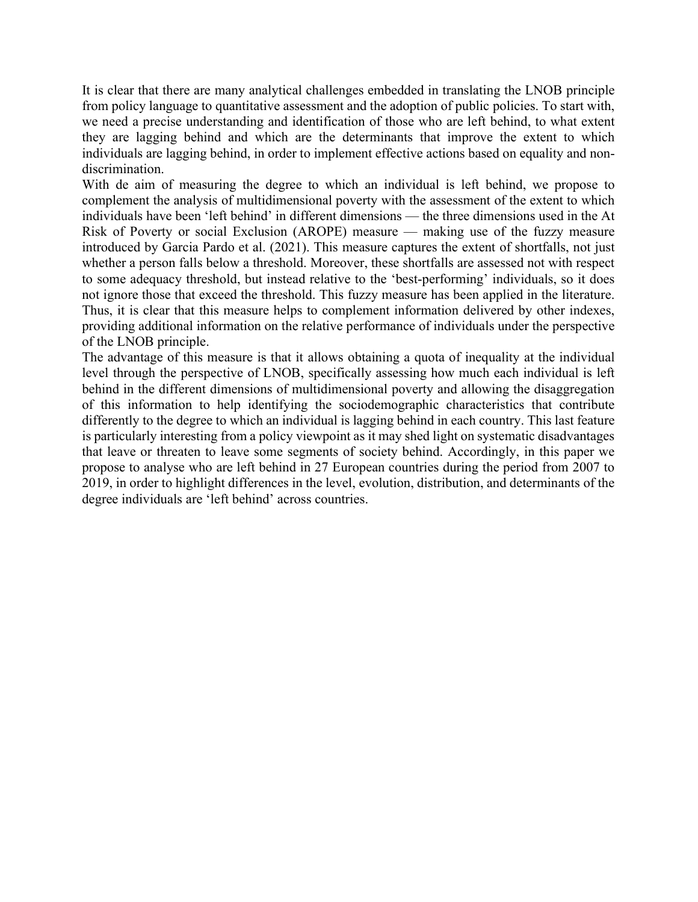It is clear that there are many analytical challenges embedded in translating the LNOB principle from policy language to quantitative assessment and the adoption of public policies. To start with, we need a precise understanding and identification of those who are left behind, to what extent they are lagging behind and which are the determinants that improve the extent to which individuals are lagging behind, in order to implement effective actions based on equality and non-discrimination.

With de aim of measuring the degree to which an individual is left behind, we propose to complement the analysis of multidimensional poverty with the assessment of the extent to which individuals have been 'left behind' in different dimensions — the three dimensions used in the At Risk of Poverty or social Exclusion (AROPE) measure — making use of the fuzzy measure introduced by Garcia Pardo et al. (2021). This measure captures the extent of shortfalls, not just whether a person falls below a threshold. Moreover, these shortfalls are assessed not with respect to some adequacy threshold, but instead relative to the 'best-performing' individuals, so it does not ignore those that exceed the threshold. This fuzzy measure has been applied in the literature. Thus, it is clear that this measure helps to complement information delivered by other indexes, providing additional information on the relative performance of individuals under the perspective of the LNOB principle.

The advantage of this measure is that it allows obtaining a quota of inequality at the individual level through the perspective of LNOB, specifically assessing how much each individual is left behind in the different dimensions of multidimensional poverty and allowing the disaggregation of this information to help identifying the sociodemographic characteristics that contribute differently to the degree to which an individual is lagging behind in each country. This last feature is particularly interesting from a policy viewpoint as it may shed light on systematic disadvantages that leave or threaten to leave some segments of society behind. Accordingly, in this paper we propose to analyse who are left behind in 27 European countries during the period from 2007 to 2019, in order to highlight differences in the level, evolution, distribution, and determinants of the degree individuals are 'left behind' across countries.